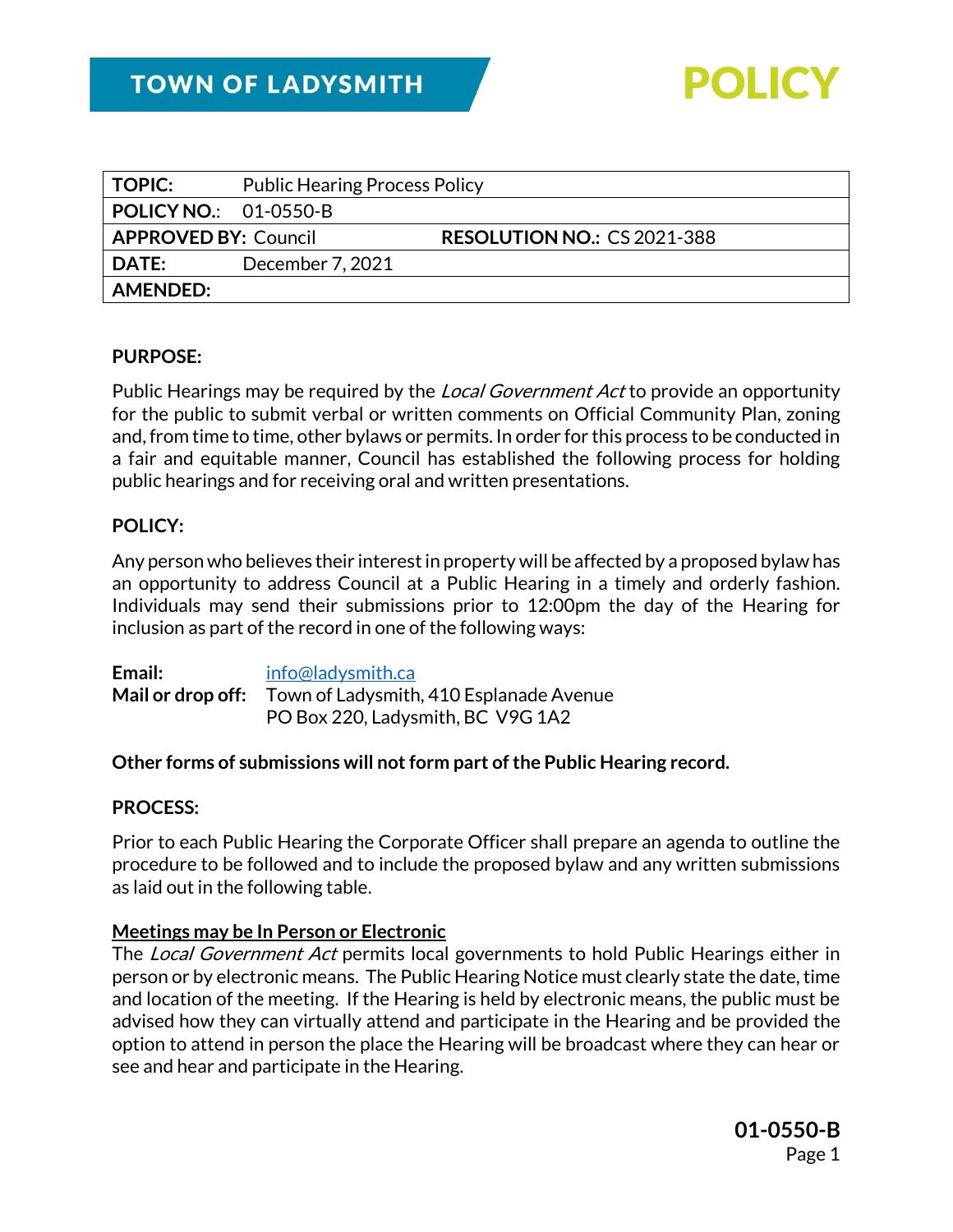# TOWN OF LADYSMITH

# POLICY

| TOPIC: | Public Hearing Process Policy | | |
|---|---|---|---|
| POLICY NO.: | 01-0550-B | | |
| APPROVED BY: | Council | RESOLUTION NO.: | CS 2021-388 |
| DATE: | December 7, 2021 | | |
| AMENDED: | | | |

**PURPOSE:**

Public Hearings may be required by the *Local Government Act* to provide an opportunity for the public to submit verbal or written comments on Official Community Plan, zoning and, from time to time, other bylaws or permits. In order for this process to be conducted in a fair and equitable manner, Council has established the following process for holding public hearings and for receiving oral and written presentations.

**POLICY:**

Any person who believes their interest in property will be affected by a proposed bylaw has an opportunity to address Council at a Public Hearing in a timely and orderly fashion. Individuals may send their submissions prior to 12:00pm the day of the Hearing for inclusion as part of the record in one of the following ways:

**Email:** info@ladysmith.ca
**Mail or drop off:** Town of Ladysmith, 410 Esplanade Avenue
PO Box 220, Ladysmith, BC V9G 1A2

**Other forms of submissions will not form part of the Public Hearing record.**

**PROCESS:**

Prior to each Public Hearing the Corporate Officer shall prepare an agenda to outline the procedure to be followed and to include the proposed bylaw and any written submissions as laid out in the following table.

**Meetings may be In Person or Electronic**

The *Local Government Act* permits local governments to hold Public Hearings either in person or by electronic means. The Public Hearing Notice must clearly state the date, time and location of the meeting. If the Hearing is held by electronic means, the public must be advised how they can virtually attend and participate in the Hearing and be provided the option to attend in person the place the Hearing will be broadcast where they can hear or see and hear and participate in the Hearing.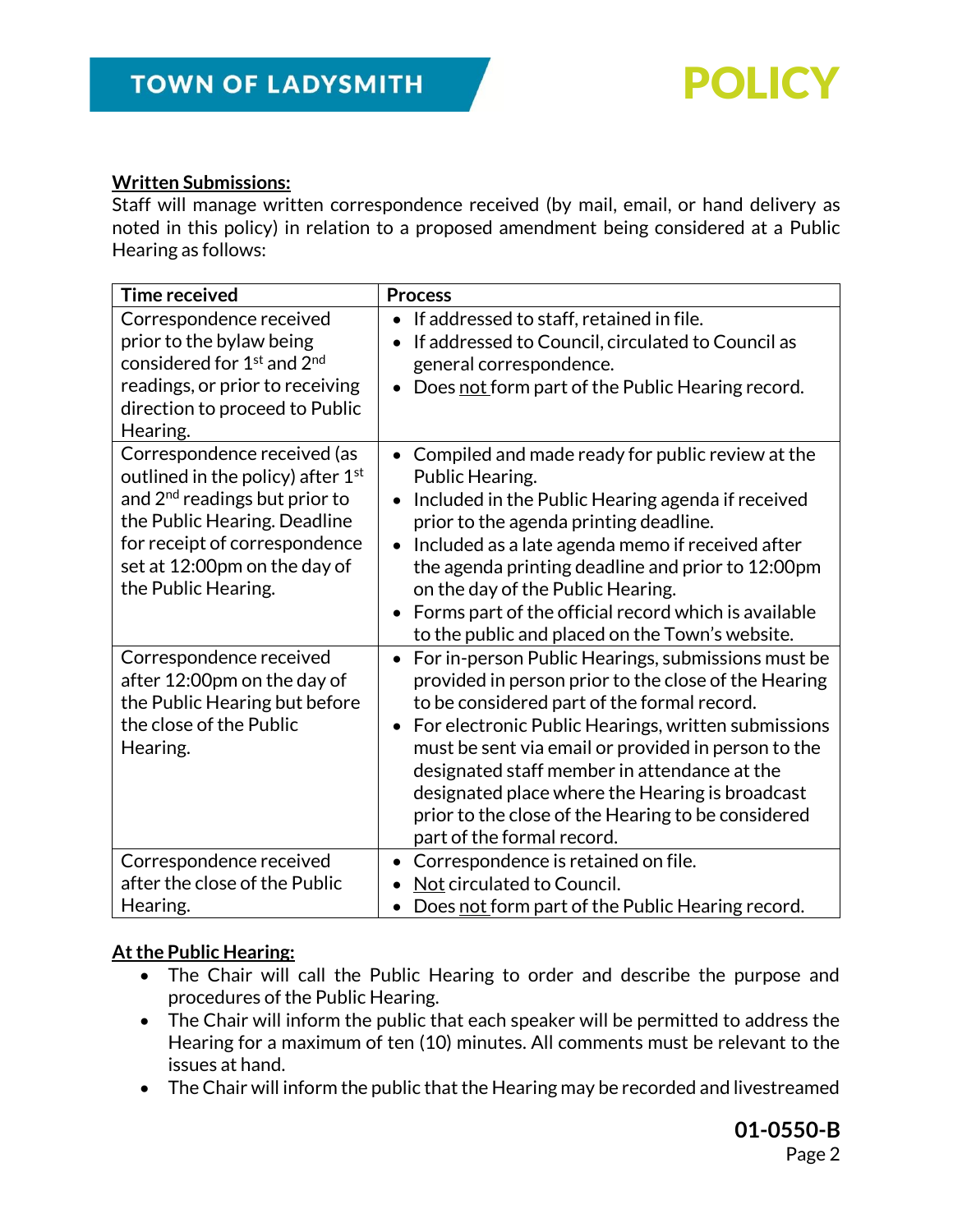**Written Submissions:**

Staff will manage written correspondence received (by mail, email, or hand delivery as noted in this policy) in relation to a proposed amendment being considered at a Public Hearing as follows:

| Time received | Process |
|---|---|
| Correspondence received prior to the bylaw being considered for 1st and 2nd readings, or prior to receiving direction to proceed to Public Hearing. | • If addressed to staff, retained in file.<br>• If addressed to Council, circulated to Council as general correspondence.<br>• Does not form part of the Public Hearing record. |
| Correspondence received (as outlined in the policy) after 1st and 2nd readings but prior to the Public Hearing. Deadline for receipt of correspondence set at 12:00pm on the day of the Public Hearing. | • Compiled and made ready for public review at the Public Hearing.<br>• Included in the Public Hearing agenda if received prior to the agenda printing deadline.<br>• Included as a late agenda memo if received after the agenda printing deadline and prior to 12:00pm on the day of the Public Hearing.<br>• Forms part of the official record which is available to the public and placed on the Town's website. |
| Correspondence received after 12:00pm on the day of the Public Hearing but before the close of the Public Hearing. | • For in-person Public Hearings, submissions must be provided in person prior to the close of the Hearing to be considered part of the formal record.<br>• For electronic Public Hearings, written submissions must be sent via email or provided in person to the designated staff member in attendance at the designated place where the Hearing is broadcast prior to the close of the Hearing to be considered part of the formal record. |
| Correspondence received after the close of the Public Hearing. | • Correspondence is retained on file.<br>• Not circulated to Council.<br>• Does not form part of the Public Hearing record. |

**At the Public Hearing:**

- The Chair will call the Public Hearing to order and describe the purpose and procedures of the Public Hearing.
- The Chair will inform the public that each speaker will be permitted to address the Hearing for a maximum of ten (10) minutes. All comments must be relevant to the issues at hand.
- The Chair will inform the public that the Hearing may be recorded and livestreamed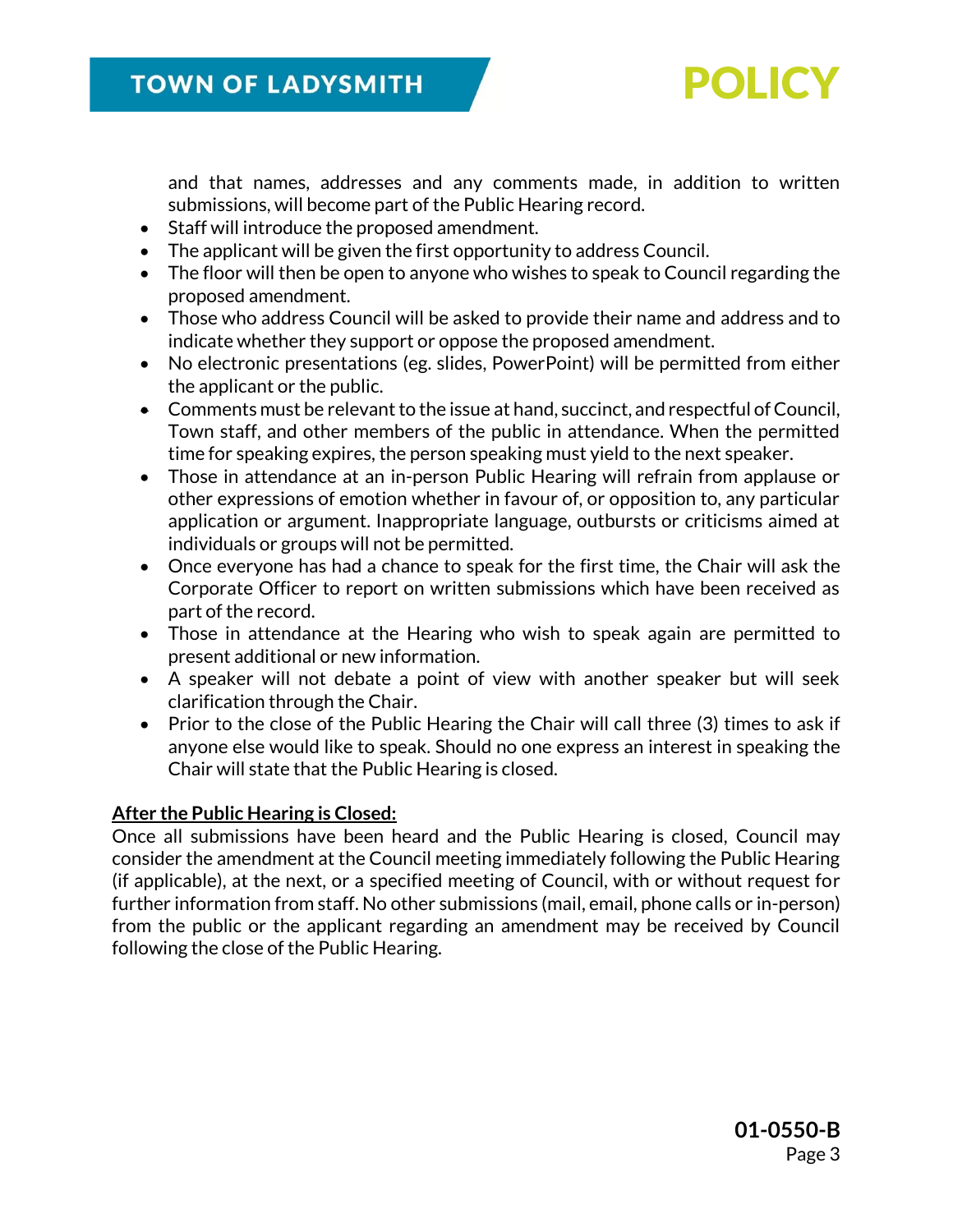and that names, addresses and any comments made, in addition to written submissions, will become part of the Public Hearing record.

- Staff will introduce the proposed amendment.
- The applicant will be given the first opportunity to address Council.
- The floor will then be open to anyone who wishes to speak to Council regarding the proposed amendment.
- Those who address Council will be asked to provide their name and address and to indicate whether they support or oppose the proposed amendment.
- No electronic presentations (eg. slides, PowerPoint) will be permitted from either the applicant or the public.
- Comments must be relevant to the issue at hand, succinct, and respectful of Council, Town staff, and other members of the public in attendance. When the permitted time for speaking expires, the person speaking must yield to the next speaker.
- Those in attendance at an in-person Public Hearing will refrain from applause or other expressions of emotion whether in favour of, or opposition to, any particular application or argument. Inappropriate language, outbursts or criticisms aimed at individuals or groups will not be permitted.
- Once everyone has had a chance to speak for the first time, the Chair will ask the Corporate Officer to report on written submissions which have been received as part of the record.
- Those in attendance at the Hearing who wish to speak again are permitted to present additional or new information.
- A speaker will not debate a point of view with another speaker but will seek clarification through the Chair.
- Prior to the close of the Public Hearing the Chair will call three (3) times to ask if anyone else would like to speak. Should no one express an interest in speaking the Chair will state that the Public Hearing is closed.

**After the Public Hearing is Closed:**

Once all submissions have been heard and the Public Hearing is closed, Council may consider the amendment at the Council meeting immediately following the Public Hearing (if applicable), at the next, or a specified meeting of Council, with or without request for further information from staff. No other submissions (mail, email, phone calls or in-person) from the public or the applicant regarding an amendment may be received by Council following the close of the Public Hearing.